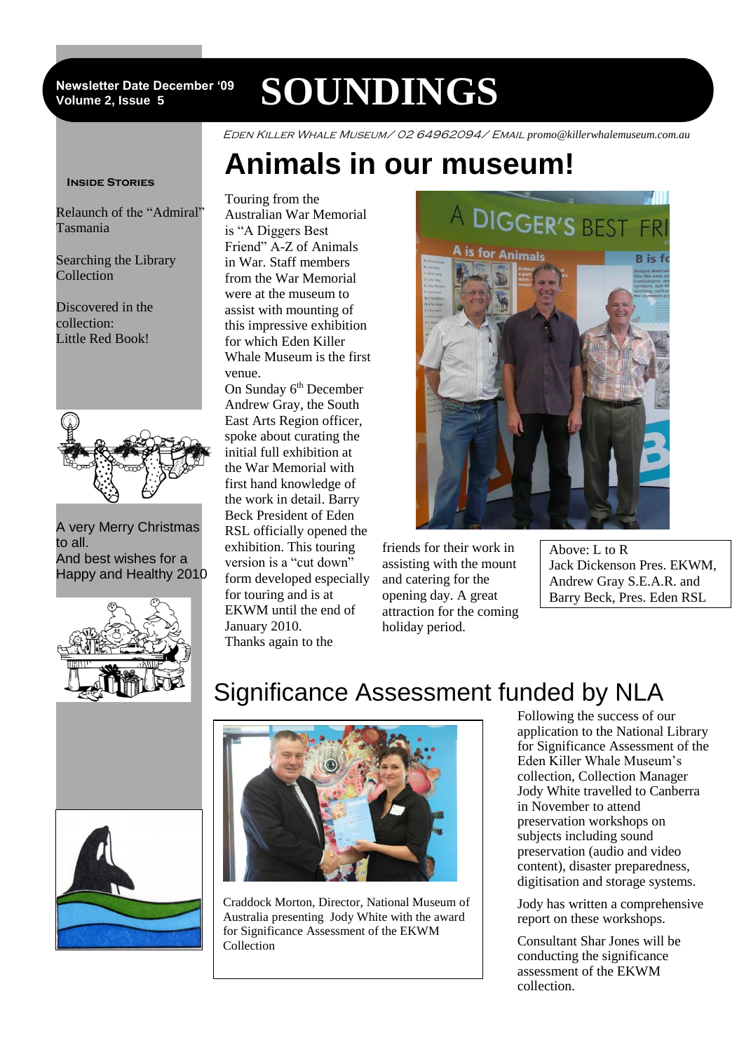Newsletter Date December '09
Volume 2, Issue 5

# SOUNDINGS

*Eden Killer Whale Museum/ 02 64962094/ Email promo@killerwhalemuseum.com.au*

**Inside Stories**

Relaunch of the "Admiral" Tasmania

Searching the Library Collection

Discovered in the collection: Little Red Book!

A very Merry Christmas to all.
And best wishes for a Happy and Healthy 2010

# Animals in our museum!

Touring from the Australian War Memorial is "A Diggers Best Friend" A-Z of Animals in War. Staff members from the War Memorial were at the museum to assist with mounting of this impressive exhibition for which Eden Killer Whale Museum is the first venue.

On Sunday 6th December Andrew Gray, the South East Arts Region officer, spoke about curating the initial full exhibition at the War Memorial with first hand knowledge of the work in detail. Barry Beck President of Eden RSL officially opened the exhibition. This touring version is a "cut down" form developed especially for touring and is at EKWM until the end of January 2010.

Thanks again to the friends for their work in assisting with the mount and catering for the opening day. A great attraction for the coming holiday period.

Above: L to R
Jack Dickenson Pres. EKWM, Andrew Gray S.E.A.R. and Barry Beck, Pres. Eden RSL

## Significance Assessment funded by NLA

Craddock Morton, Director, National Museum of Australia presenting Jody White with the award for Significance Assessment of the EKWM Collection

Following the success of our application to the National Library for Significance Assessment of the Eden Killer Whale Museum's collection, Collection Manager Jody White travelled to Canberra in November to attend preservation workshops on subjects including sound preservation (audio and video content), disaster preparedness, digitisation and storage systems.

Jody has written a comprehensive report on these workshops.

Consultant Shar Jones will be conducting the significance assessment of the EKWM collection.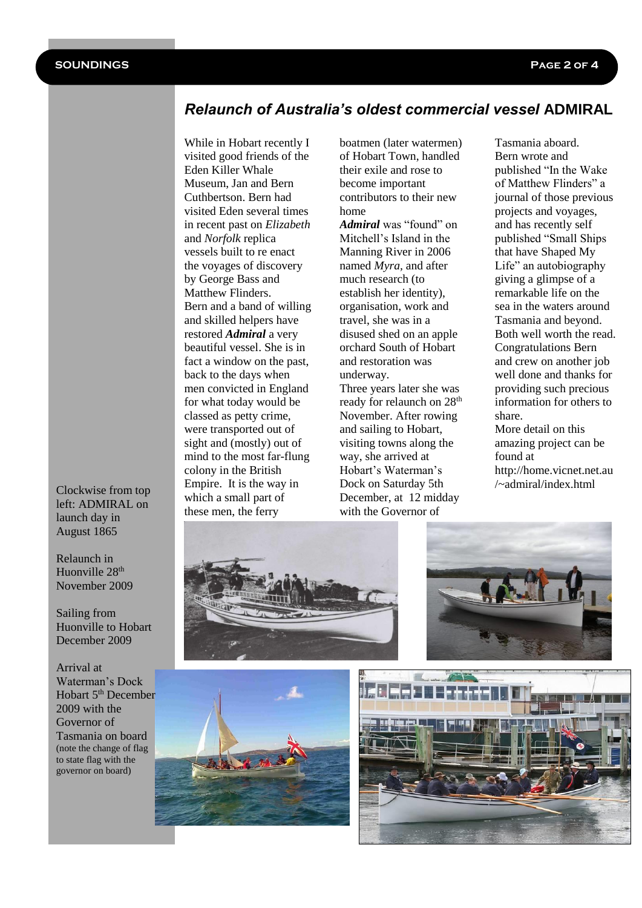## *Relaunch of Australia's oldest commercial vessel* **ADMIRAL**

While in Hobart recently I visited good friends of the Eden Killer Whale Museum, Jan and Bern Cuthbertson. Bern had visited Eden several times in recent past on *Elizabeth* and *Norfolk* replica vessels built to re enact the voyages of discovery by George Bass and Matthew Flinders.

Bern and a band of willing and skilled helpers have restored ***Admiral*** a very beautiful vessel. She is in fact a window on the past, back to the days when men convicted in England for what today would be classed as petty crime, were transported out of sight and (mostly) out of mind to the most far-flung colony in the British Empire. It is the way in which a small part of these men, the ferry boatmen (later watermen) of Hobart Town, handled their exile and rose to become important contributors to their new home

***Admiral*** was "found" on Mitchell's Island in the Manning River in 2006 named *Myra*, and after much research (to establish her identity), organisation, work and travel, she was in a disused shed on an apple orchard South of Hobart and restoration was underway.

Three years later she was ready for relaunch on 28th November. After rowing and sailing to Hobart, visiting towns along the way, she arrived at Hobart's Waterman's Dock on Saturday 5th December, at 12 midday with the Governor of Tasmania aboard.

Bern wrote and published "In the Wake of Matthew Flinders" a journal of those previous projects and voyages, and has recently self published "Small Ships that have Shaped My Life" an autobiography giving a glimpse of a remarkable life on the sea in the waters around Tasmania and beyond. Both well worth the read.

Congratulations Bern and crew on another job well done and thanks for providing such precious information for others to share.

More detail on this amazing project can be found at http://home.vicnet.net.au/~admiral/index.html

Clockwise from top left: ADMIRAL on launch day in August 1865

Relaunch in Huonville 28th November 2009

Sailing from Huonville to Hobart December 2009

Arrival at Waterman's Dock Hobart 5th December 2009 with the Governor of Tasmania on board (note the change of flag to state flag with the governor on board)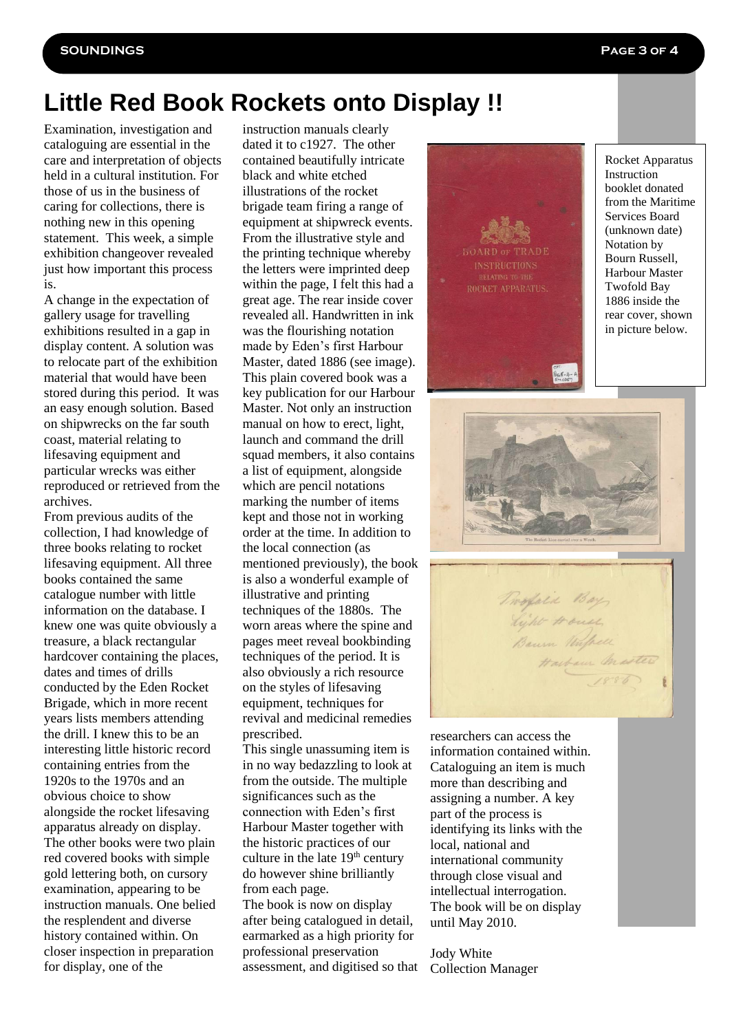# Little Red Book Rockets onto Display !!

Examination, investigation and cataloguing are essential in the care and interpretation of objects held in a cultural institution. For those of us in the business of caring for collections, there is nothing new in this opening statement. This week, a simple exhibition changeover revealed just how important this process is.

A change in the expectation of gallery usage for travelling exhibitions resulted in a gap in display content. A solution was to relocate part of the exhibition material that would have been stored during this period. It was an easy enough solution. Based on shipwrecks on the far south coast, material relating to lifesaving equipment and particular wrecks was either reproduced or retrieved from the archives.

From previous audits of the collection, I had knowledge of three books relating to rocket lifesaving equipment. All three books contained the same catalogue number with little information on the database. I knew one was quite obviously a treasure, a black rectangular hardcover containing the places, dates and times of drills conducted by the Eden Rocket Brigade, which in more recent years lists members attending the drill. I knew this to be an interesting little historic record containing entries from the 1920s to the 1970s and an obvious choice to show alongside the rocket lifesaving apparatus already on display. The other books were two plain red covered books with simple gold lettering both, on cursory examination, appearing to be instruction manuals. One belied the resplendent and diverse history contained within. On closer inspection in preparation for display, one of the instruction manuals clearly dated it to c1927. The other contained beautifully intricate black and white etched illustrations of the rocket brigade team firing a range of equipment at shipwreck events. From the illustrative style and the printing technique whereby the letters were imprinted deep within the page, I felt this had a great age. The rear inside cover revealed all. Handwritten in ink was the flourishing notation made by Eden's first Harbour Master, dated 1886 (see image). This plain covered book was a key publication for our Harbour Master. Not only an instruction manual on how to erect, light, launch and command the drill squad members, it also contains a list of equipment, alongside which are pencil notations marking the number of items kept and those not in working order at the time. In addition to the local connection (as mentioned previously), the book is also a wonderful example of illustrative and printing techniques of the 1880s. The worn areas where the spine and pages meet reveal bookbinding techniques of the period. It is also obviously a rich resource on the styles of lifesaving equipment, techniques for revival and medicinal remedies prescribed.

This single unassuming item is in no way bedazzling to look at from the outside. The multiple significances such as the connection with Eden's first Harbour Master together with the historic practices of our culture in the late 19th century do however shine brilliantly from each page.

The book is now on display after being catalogued in detail, earmarked as a high priority for professional preservation assessment, and digitised so that researchers can access the information contained within. Cataloguing an item is much more than describing and assigning a number. A key part of the process is identifying its links with the local, national and international community through close visual and intellectual interrogation. The book will be on display until May 2010.

Jody White
Collection Manager

Rocket Apparatus Instruction booklet donated from the Maritime Services Board (unknown date) Notation by Bourn Russell, Harbour Master Twofold Bay 1886 inside the rear cover, shown in picture below.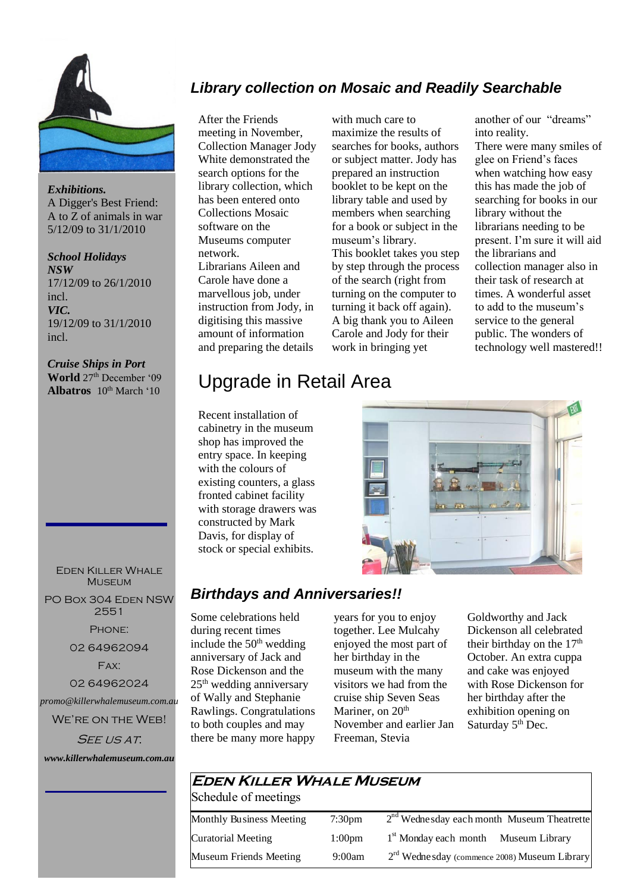## *Library collection on Mosaic and Readily Searchable*

After the Friends meeting in November, Collection Manager Jody White demonstrated the search options for the library collection, which has been entered onto Collections Mosaic software on the Museums computer network.

Librarians Aileen and Carole have done a marvellous job, under instruction from Jody, in digitising this massive amount of information and preparing the details with much care to maximize the results of searches for books, authors or subject matter. Jody has prepared an instruction booklet to be kept on the library table and used by members when searching for a book or subject in the museum's library.

This booklet takes you step by step through the process of the search (right from turning on the computer to turning it back off again).

A big thank you to Aileen Carole and Jody for their work in bringing yet another of our "dreams" into reality.

There were many smiles of glee on Friend's faces when watching how easy this has made the job of searching for books in our library without the librarians needing to be present. I'm sure it will aid the librarians and collection manager also in their task of research at times. A wonderful asset to add to the museum's service to the general public. The wonders of technology well mastered!!

# Upgrade in Retail Area

Recent installation of cabinetry in the museum shop has improved the entry space. In keeping with the colours of existing counters, a glass fronted cabinet facility with storage drawers was constructed by Mark Davis, for display of stock or special exhibits.

## *Birthdays and Anniversaries!!*

Some celebrations held during recent times include the 50th wedding anniversary of Jack and Rose Dickenson and the 25th wedding anniversary of Wally and Stephanie Rawlings. Congratulations to both couples and may there be many more happy years for you to enjoy together. Lee Mulcahy enjoyed the most part of her birthday in the museum with the many visitors we had from the cruise ship Seven Seas Mariner, on 20th November and earlier Jan Freeman, Stevia Goldworthy and Jack Dickenson all celebrated their birthday on the 17th October. An extra cuppa and cake was enjoyed with Rose Dickenson for her birthday after the exhibition opening on Saturday 5th Dec.

***Exhibitions.***
A Digger's Best Friend: A to Z of animals in war
5/12/09 to 31/1/2010

***School Holidays***
***NSW***
17/12/09 to 26/1/2010 incl.
***VIC.***
19/12/09 to 31/1/2010 incl.

***Cruise Ships in Port***
**World** 27th December '09
**Albatros** 10th March '10

Eden Killer Whale Museum
PO Box 304 Eden NSW 2551
Phone:
02 64962094
Fax:
02 64962024
*promo@killerwhalemuseum.com.au*
We're on the Web!
*See us at:*
***www.killerwhalemuseum.com.au***

### *Eden Killer Whale Museum*

Schedule of meetings

| | | |
|---|---|---|
| Monthly Business Meeting | 7:30pm | 2nd Wednesday each month Museum Theatrette |
| Curatorial Meeting | 1:00pm | 1st Monday each month Museum Library |
| Museum Friends Meeting | 9:00am | 2nd Wednesday (commence 2008) Museum Library |